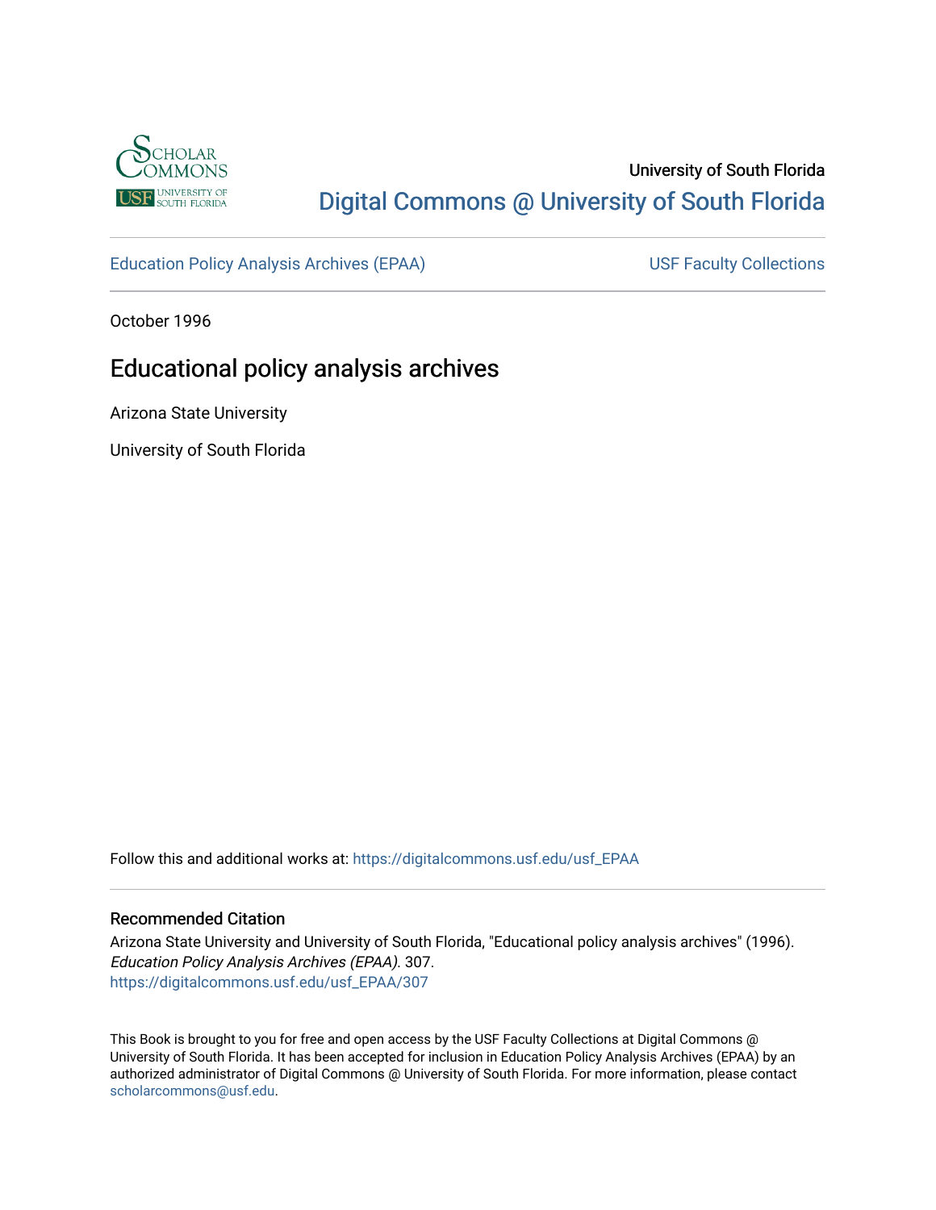University of South Florida

Digital Commons @ University of South Florida

Education Policy Analysis Archives (EPAA)

USF Faculty Collections

October 1996

# Educational policy analysis archives

Arizona State University

University of South Florida

Follow this and additional works at: https://digitalcommons.usf.edu/usf_EPAA

## Recommended Citation

Arizona State University and University of South Florida, "Educational policy analysis archives" (1996). *Education Policy Analysis Archives (EPAA)*. 307.
https://digitalcommons.usf.edu/usf_EPAA/307

This Book is brought to you for free and open access by the USF Faculty Collections at Digital Commons @ University of South Florida. It has been accepted for inclusion in Education Policy Analysis Archives (EPAA) by an authorized administrator of Digital Commons @ University of South Florida. For more information, please contact scholarcommons@usf.edu.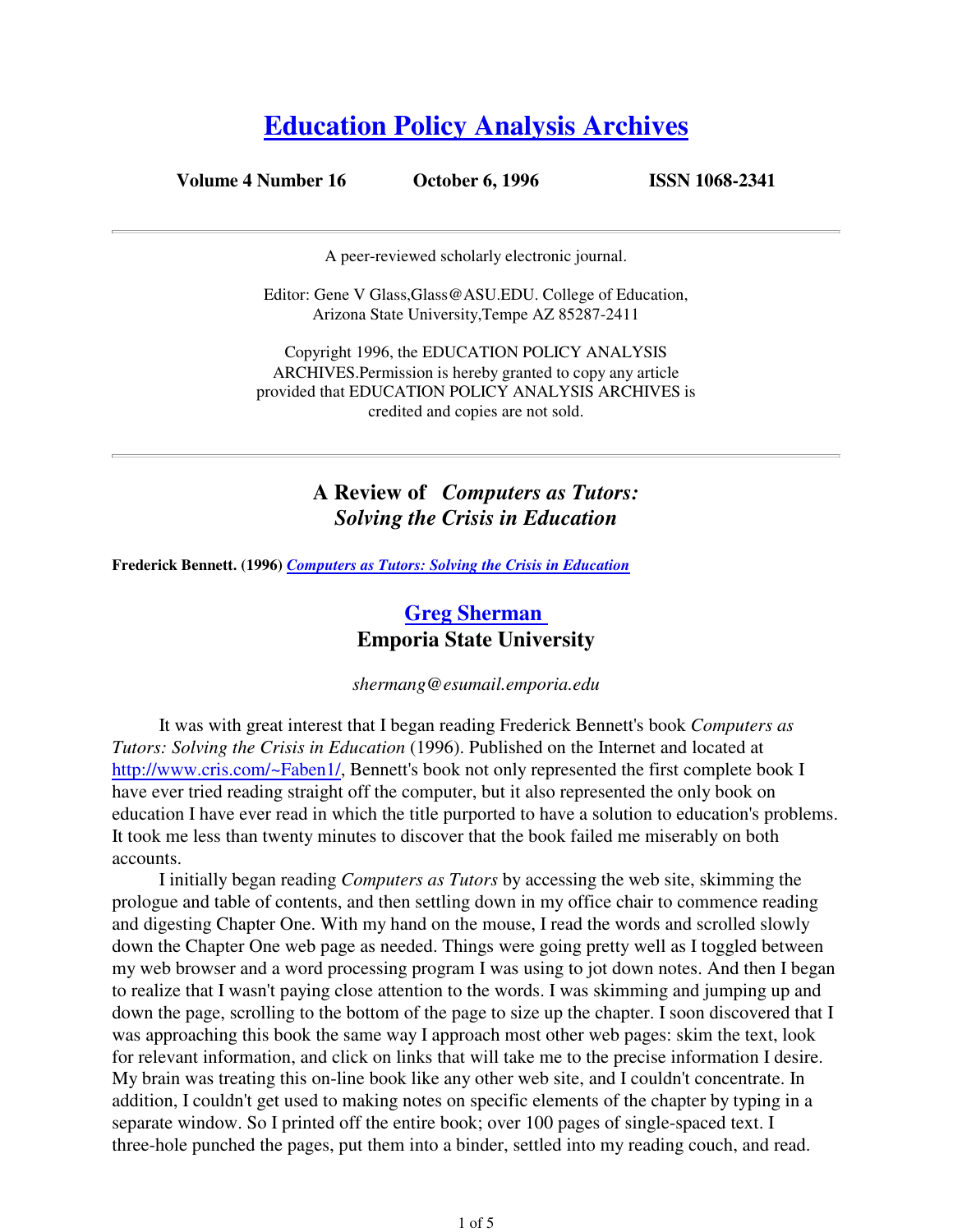# [Education Policy Analysis Archives](#)

**Volume 4 Number 16 October 6, 1996 ISSN 1068-2341**

A peer-reviewed scholarly electronic journal.

Editor: Gene V Glass,Glass@ASU.EDU. College of Education, Arizona State University,Tempe AZ 85287-2411

Copyright 1996, the EDUCATION POLICY ANALYSIS ARCHIVES.Permission is hereby granted to copy any article provided that EDUCATION POLICY ANALYSIS ARCHIVES is credited and copies are not sold.

---

## A Review of *Computers as Tutors: Solving the Crisis in Education*

**Frederick Bennett. (1996) *Computers as Tutors: Solving the Crisis in Education***

### Greg Sherman
### Emporia State University

*shermang@esumail.emporia.edu*

It was with great interest that I began reading Frederick Bennett's book *Computers as Tutors: Solving the Crisis in Education* (1996). Published on the Internet and located at http://www.cris.com/~Faben1/, Bennett's book not only represented the first complete book I have ever tried reading straight off the computer, but it also represented the only book on education I have ever read in which the title purported to have a solution to education's problems. It took me less than twenty minutes to discover that the book failed me miserably on both accounts.

I initially began reading *Computers as Tutors* by accessing the web site, skimming the prologue and table of contents, and then settling down in my office chair to commence reading and digesting Chapter One. With my hand on the mouse, I read the words and scrolled slowly down the Chapter One web page as needed. Things were going pretty well as I toggled between my web browser and a word processing program I was using to jot down notes. And then I began to realize that I wasn't paying close attention to the words. I was skimming and jumping up and down the page, scrolling to the bottom of the page to size up the chapter. I soon discovered that I was approaching this book the same way I approach most other web pages: skim the text, look for relevant information, and click on links that will take me to the precise information I desire. My brain was treating this on-line book like any other web site, and I couldn't concentrate. In addition, I couldn't get used to making notes on specific elements of the chapter by typing in a separate window. So I printed off the entire book; over 100 pages of single-spaced text. I three-hole punched the pages, put them into a binder, settled into my reading couch, and read.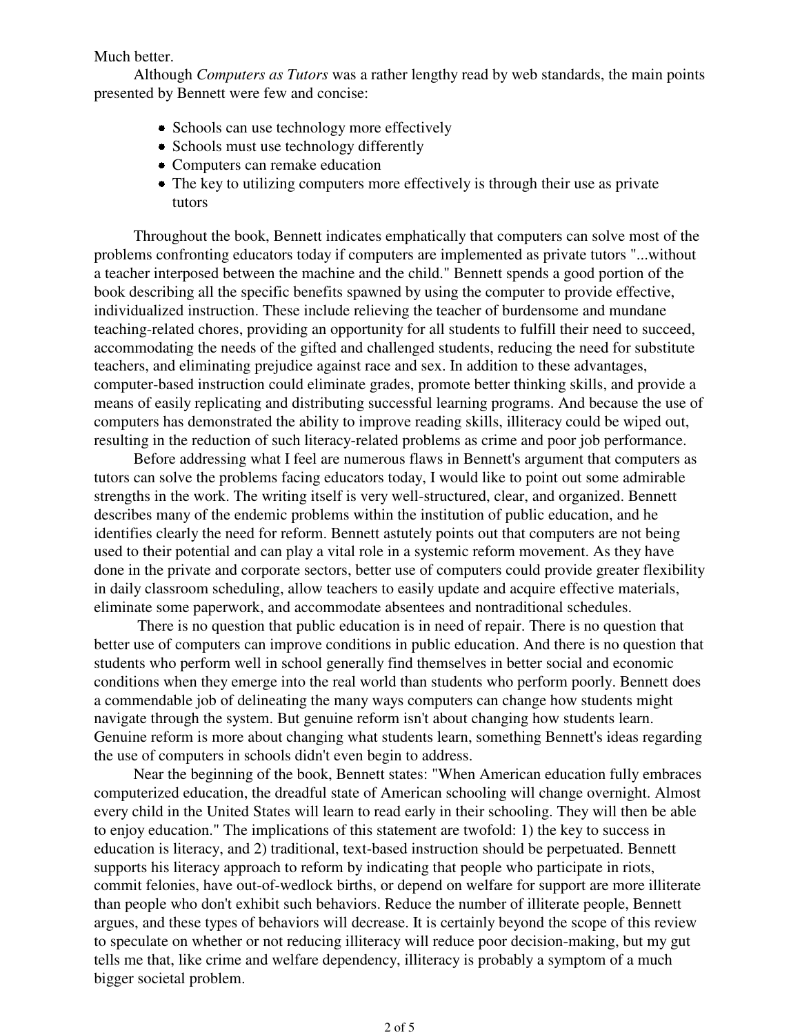Much better.

Although *Computers as Tutors* was a rather lengthy read by web standards, the main points presented by Bennett were few and concise:

- Schools can use technology more effectively
- Schools must use technology differently
- Computers can remake education
- The key to utilizing computers more effectively is through their use as private tutors

Throughout the book, Bennett indicates emphatically that computers can solve most of the problems confronting educators today if computers are implemented as private tutors "...without a teacher interposed between the machine and the child." Bennett spends a good portion of the book describing all the specific benefits spawned by using the computer to provide effective, individualized instruction. These include relieving the teacher of burdensome and mundane teaching-related chores, providing an opportunity for all students to fulfill their need to succeed, accommodating the needs of the gifted and challenged students, reducing the need for substitute teachers, and eliminating prejudice against race and sex. In addition to these advantages, computer-based instruction could eliminate grades, promote better thinking skills, and provide a means of easily replicating and distributing successful learning programs. And because the use of computers has demonstrated the ability to improve reading skills, illiteracy could be wiped out, resulting in the reduction of such literacy-related problems as crime and poor job performance.

Before addressing what I feel are numerous flaws in Bennett's argument that computers as tutors can solve the problems facing educators today, I would like to point out some admirable strengths in the work. The writing itself is very well-structured, clear, and organized. Bennett describes many of the endemic problems within the institution of public education, and he identifies clearly the need for reform. Bennett astutely points out that computers are not being used to their potential and can play a vital role in a systemic reform movement. As they have done in the private and corporate sectors, better use of computers could provide greater flexibility in daily classroom scheduling, allow teachers to easily update and acquire effective materials, eliminate some paperwork, and accommodate absentees and nontraditional schedules.

There is no question that public education is in need of repair. There is no question that better use of computers can improve conditions in public education. And there is no question that students who perform well in school generally find themselves in better social and economic conditions when they emerge into the real world than students who perform poorly. Bennett does a commendable job of delineating the many ways computers can change how students might navigate through the system. But genuine reform isn't about changing how students learn. Genuine reform is more about changing what students learn, something Bennett's ideas regarding the use of computers in schools didn't even begin to address.

Near the beginning of the book, Bennett states: "When American education fully embraces computerized education, the dreadful state of American schooling will change overnight. Almost every child in the United States will learn to read early in their schooling. They will then be able to enjoy education." The implications of this statement are twofold: 1) the key to success in education is literacy, and 2) traditional, text-based instruction should be perpetuated. Bennett supports his literacy approach to reform by indicating that people who participate in riots, commit felonies, have out-of-wedlock births, or depend on welfare for support are more illiterate than people who don't exhibit such behaviors. Reduce the number of illiterate people, Bennett argues, and these types of behaviors will decrease. It is certainly beyond the scope of this review to speculate on whether or not reducing illiteracy will reduce poor decision-making, but my gut tells me that, like crime and welfare dependency, illiteracy is probably a symptom of a much bigger societal problem.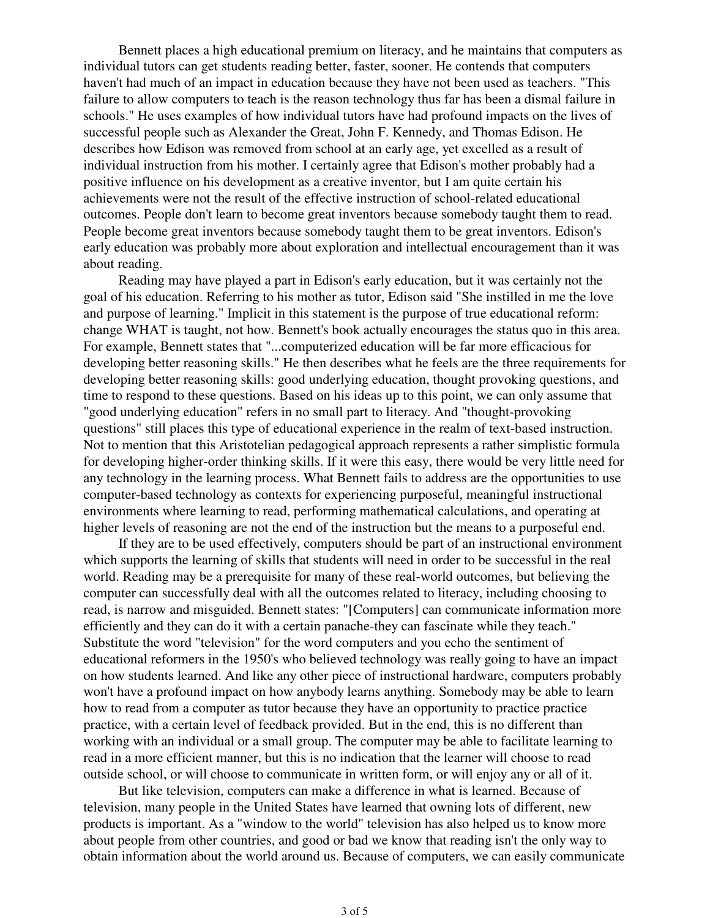Bennett places a high educational premium on literacy, and he maintains that computers as individual tutors can get students reading better, faster, sooner. He contends that computers haven't had much of an impact in education because they have not been used as teachers. "This failure to allow computers to teach is the reason technology thus far has been a dismal failure in schools." He uses examples of how individual tutors have had profound impacts on the lives of successful people such as Alexander the Great, John F. Kennedy, and Thomas Edison. He describes how Edison was removed from school at an early age, yet excelled as a result of individual instruction from his mother. I certainly agree that Edison's mother probably had a positive influence on his development as a creative inventor, but I am quite certain his achievements were not the result of the effective instruction of school-related educational outcomes. People don't learn to become great inventors because somebody taught them to read. People become great inventors because somebody taught them to be great inventors. Edison's early education was probably more about exploration and intellectual encouragement than it was about reading.

Reading may have played a part in Edison's early education, but it was certainly not the goal of his education. Referring to his mother as tutor, Edison said "She instilled in me the love and purpose of learning." Implicit in this statement is the purpose of true educational reform: change WHAT is taught, not how. Bennett's book actually encourages the status quo in this area. For example, Bennett states that "...computerized education will be far more efficacious for developing better reasoning skills." He then describes what he feels are the three requirements for developing better reasoning skills: good underlying education, thought provoking questions, and time to respond to these questions. Based on his ideas up to this point, we can only assume that "good underlying education" refers in no small part to literacy. And "thought-provoking questions" still places this type of educational experience in the realm of text-based instruction. Not to mention that this Aristotelian pedagogical approach represents a rather simplistic formula for developing higher-order thinking skills. If it were this easy, there would be very little need for any technology in the learning process. What Bennett fails to address are the opportunities to use computer-based technology as contexts for experiencing purposeful, meaningful instructional environments where learning to read, performing mathematical calculations, and operating at higher levels of reasoning are not the end of the instruction but the means to a purposeful end.

If they are to be used effectively, computers should be part of an instructional environment which supports the learning of skills that students will need in order to be successful in the real world. Reading may be a prerequisite for many of these real-world outcomes, but believing the computer can successfully deal with all the outcomes related to literacy, including choosing to read, is narrow and misguided. Bennett states: "[Computers] can communicate information more efficiently and they can do it with a certain panache-they can fascinate while they teach." Substitute the word "television" for the word computers and you echo the sentiment of educational reformers in the 1950's who believed technology was really going to have an impact on how students learned. And like any other piece of instructional hardware, computers probably won't have a profound impact on how anybody learns anything. Somebody may be able to learn how to read from a computer as tutor because they have an opportunity to practice practice practice, with a certain level of feedback provided. But in the end, this is no different than working with an individual or a small group. The computer may be able to facilitate learning to read in a more efficient manner, but this is no indication that the learner will choose to read outside school, or will choose to communicate in written form, or will enjoy any or all of it.

But like television, computers can make a difference in what is learned. Because of television, many people in the United States have learned that owning lots of different, new products is important. As a "window to the world" television has also helped us to know more about people from other countries, and good or bad we know that reading isn't the only way to obtain information about the world around us. Because of computers, we can easily communicate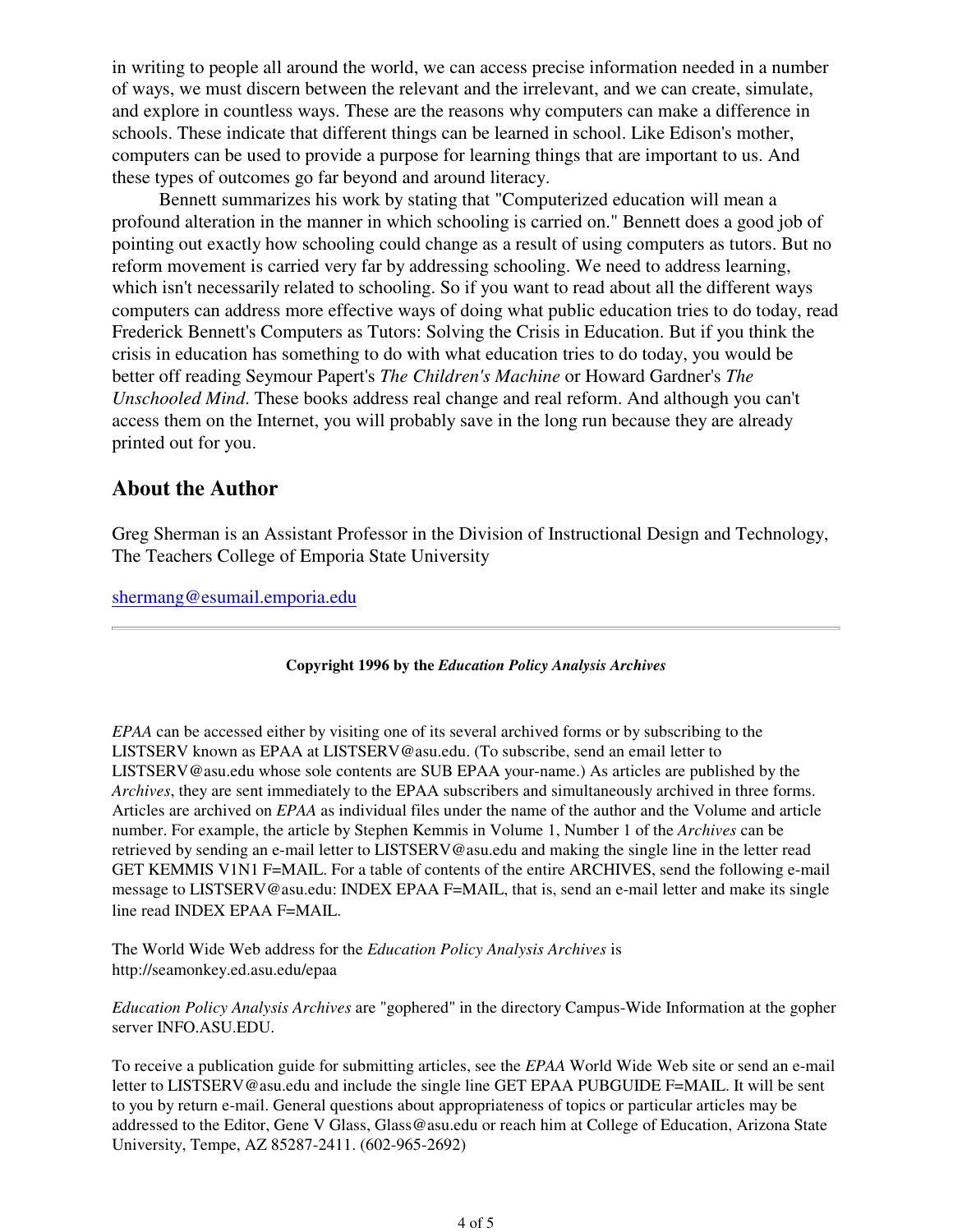in writing to people all around the world, we can access precise information needed in a number of ways, we must discern between the relevant and the irrelevant, and we can create, simulate, and explore in countless ways. These are the reasons why computers can make a difference in schools. These indicate that different things can be learned in school. Like Edison's mother, computers can be used to provide a purpose for learning things that are important to us. And these types of outcomes go far beyond and around literacy.

Bennett summarizes his work by stating that "Computerized education will mean a profound alteration in the manner in which schooling is carried on." Bennett does a good job of pointing out exactly how schooling could change as a result of using computers as tutors. But no reform movement is carried very far by addressing schooling. We need to address learning, which isn't necessarily related to schooling. So if you want to read about all the different ways computers can address more effective ways of doing what public education tries to do today, read Frederick Bennett's Computers as Tutors: Solving the Crisis in Education. But if you think the crisis in education has something to do with what education tries to do today, you would be better off reading Seymour Papert's *The Children's Machine* or Howard Gardner's *The Unschooled Mind*. These books address real change and real reform. And although you can't access them on the Internet, you will probably save in the long run because they are already printed out for you.

## About the Author

Greg Sherman is an Assistant Professor in the Division of Instructional Design and Technology, The Teachers College of Emporia State University

shermang@esumail.emporia.edu

---

**Copyright 1996 by the *Education Policy Analysis Archives***

*EPAA* can be accessed either by visiting one of its several archived forms or by subscribing to the LISTSERV known as EPAA at LISTSERV@asu.edu. (To subscribe, send an email letter to LISTSERV@asu.edu whose sole contents are SUB EPAA your-name.) As articles are published by the *Archives*, they are sent immediately to the EPAA subscribers and simultaneously archived in three forms. Articles are archived on *EPAA* as individual files under the name of the author and the Volume and article number. For example, the article by Stephen Kemmis in Volume 1, Number 1 of the *Archives* can be retrieved by sending an e-mail letter to LISTSERV@asu.edu and making the single line in the letter read GET KEMMIS V1N1 F=MAIL. For a table of contents of the entire ARCHIVES, send the following e-mail message to LISTSERV@asu.edu: INDEX EPAA F=MAIL, that is, send an e-mail letter and make its single line read INDEX EPAA F=MAIL.

The World Wide Web address for the *Education Policy Analysis Archives* is http://seamonkey.ed.asu.edu/epaa

*Education Policy Analysis Archives* are "gophered" in the directory Campus-Wide Information at the gopher server INFO.ASU.EDU.

To receive a publication guide for submitting articles, see the *EPAA* World Wide Web site or send an e-mail letter to LISTSERV@asu.edu and include the single line GET EPAA PUBGUIDE F=MAIL. It will be sent to you by return e-mail. General questions about appropriateness of topics or particular articles may be addressed to the Editor, Gene V Glass, Glass@asu.edu or reach him at College of Education, Arizona State University, Tempe, AZ 85287-2411. (602-965-2692)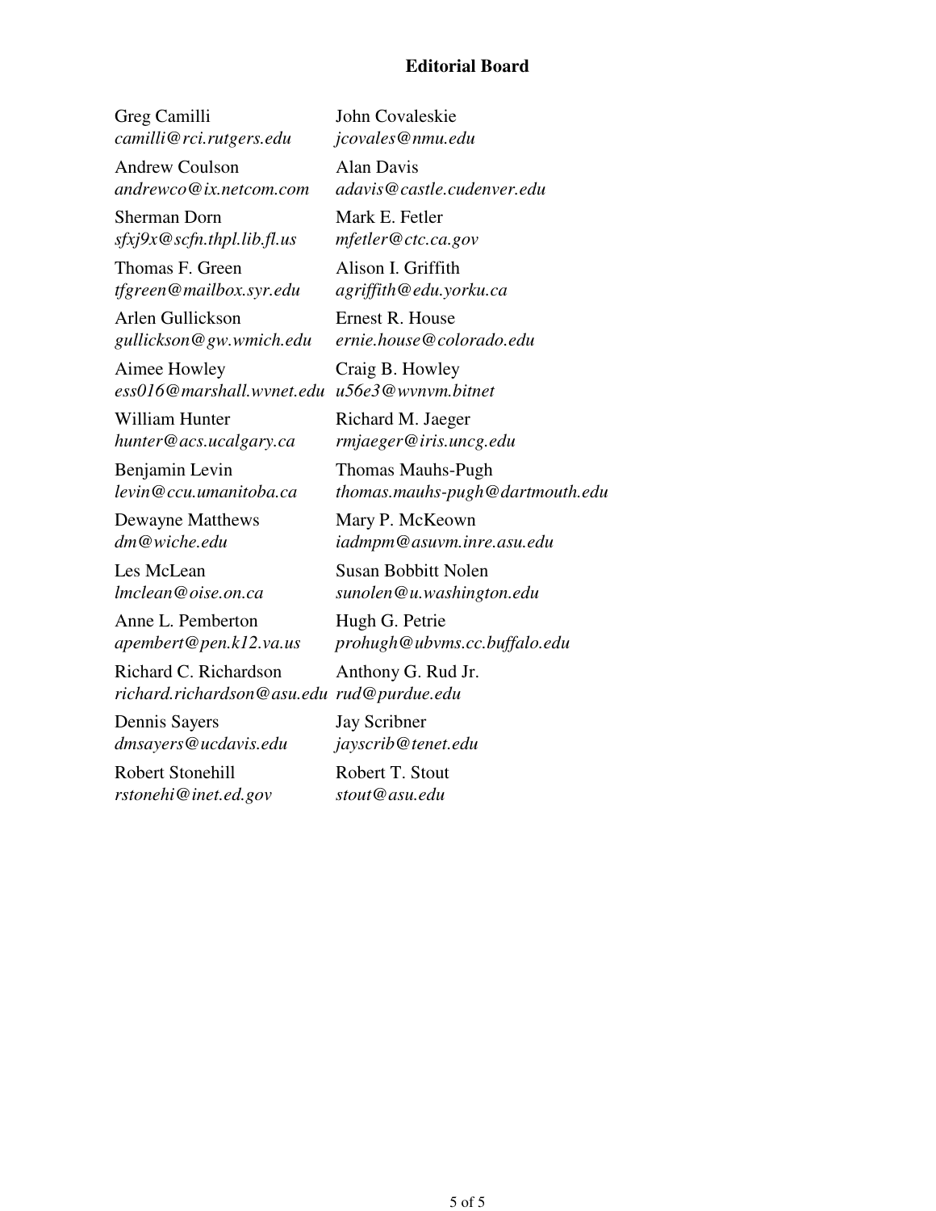## Editorial Board

Greg Camilli
*camilli@rci.rutgers.edu*

John Covaleskie
*jcovales@nmu.edu*

Andrew Coulson
*andrewco@ix.netcom.com*

Alan Davis
*adavis@castle.cudenver.edu*

Sherman Dorn
*sfxj9x@scfn.thpl.lib.fl.us*

Mark E. Fetler
*mfetler@ctc.ca.gov*

Thomas F. Green
*tfgreen@mailbox.syr.edu*

Alison I. Griffith
*agriffith@edu.yorku.ca*

Arlen Gullickson
*gullickson@gw.wmich.edu*

Ernest R. House
*ernie.house@colorado.edu*

Aimee Howley
*ess016@marshall.wvnet.edu*

Craig B. Howley
*u56e3@wvnvm.bitnet*

William Hunter
*hunter@acs.ucalgary.ca*

Richard M. Jaeger
*rmjaeger@iris.uncg.edu*

Benjamin Levin
*levin@ccu.umanitoba.ca*

Thomas Mauhs-Pugh
*thomas.mauhs-pugh@dartmouth.edu*

Dewayne Matthews
*dm@wiche.edu*

Mary P. McKeown
*iadmpm@asuvm.inre.asu.edu*

Les McLean
*lmclean@oise.on.ca*

Susan Bobbitt Nolen
*sunolen@u.washington.edu*

Anne L. Pemberton
*apembert@pen.k12.va.us*

Hugh G. Petrie
*prohugh@ubvms.cc.buffalo.edu*

Richard C. Richardson
*richard.richardson@asu.edu*

Anthony G. Rud Jr.
*rud@purdue.edu*

Dennis Sayers
*dmsayers@ucdavis.edu*

Jay Scribner
*jayscrib@tenet.edu*

Robert Stonehill
*rstonehi@inet.ed.gov*

Robert T. Stout
*stout@asu.edu*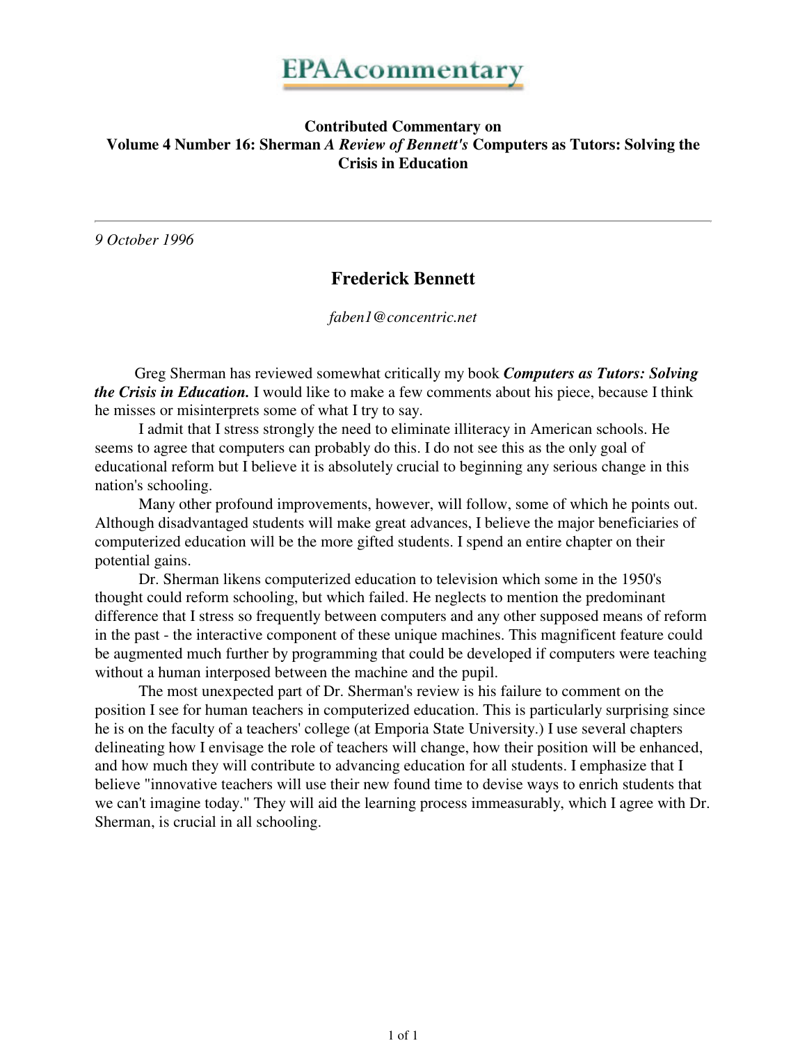# EPAAcommentary

**Contributed Commentary on**
**Volume 4 Number 16: Sherman *A Review of Bennett's* Computers as Tutors: Solving the Crisis in Education**

---

*9 October 1996*

## Frederick Bennett

*faben1@concentric.net*

Greg Sherman has reviewed somewhat critically my book ***Computers as Tutors: Solving the Crisis in Education.*** I would like to make a few comments about his piece, because I think he misses or misinterprets some of what I try to say.

I admit that I stress strongly the need to eliminate illiteracy in American schools. He seems to agree that computers can probably do this. I do not see this as the only goal of educational reform but I believe it is absolutely crucial to beginning any serious change in this nation's schooling.

Many other profound improvements, however, will follow, some of which he points out. Although disadvantaged students will make great advances, I believe the major beneficiaries of computerized education will be the more gifted students. I spend an entire chapter on their potential gains.

Dr. Sherman likens computerized education to television which some in the 1950's thought could reform schooling, but which failed. He neglects to mention the predominant difference that I stress so frequently between computers and any other supposed means of reform in the past - the interactive component of these unique machines. This magnificent feature could be augmented much further by programming that could be developed if computers were teaching without a human interposed between the machine and the pupil.

The most unexpected part of Dr. Sherman's review is his failure to comment on the position I see for human teachers in computerized education. This is particularly surprising since he is on the faculty of a teachers' college (at Emporia State University.) I use several chapters delineating how I envisage the role of teachers will change, how their position will be enhanced, and how much they will contribute to advancing education for all students. I emphasize that I believe "innovative teachers will use their new found time to devise ways to enrich students that we can't imagine today." They will aid the learning process immeasurably, which I agree with Dr. Sherman, is crucial in all schooling.